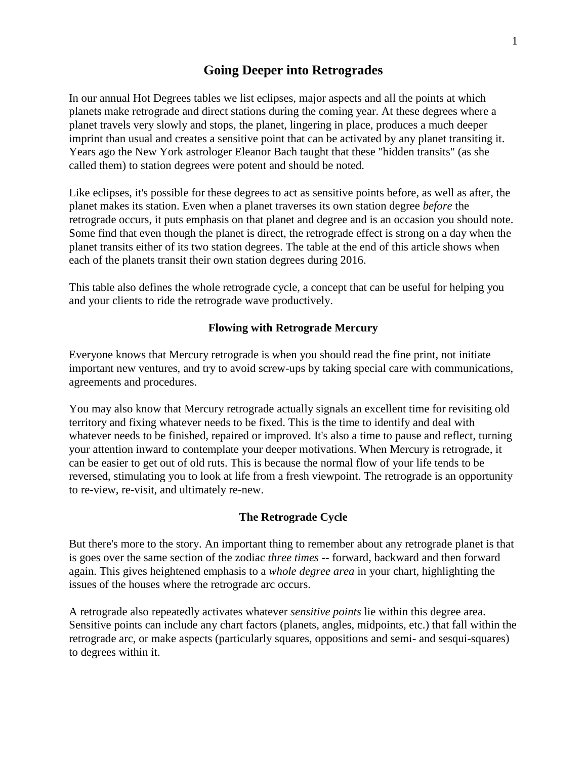# Going Deeper into Retrogrades

In our annual Hot Degrees tables we list eclipses, major aspects and all the points at which planets make retrograde and direct stations during the coming year. At these degrees where a planet travels very slowly and stops, the planet, lingering in place, produces a much deeper imprint than usual and creates a sensitive point that can be activated by any planet transiting it. Years ago the New York astrologer Eleanor Bach taught that these "hidden transits" (as she called them) to station degrees were potent and should be noted.

Like eclipses, it's possible for these degrees to act as sensitive points before, as well as after, the planet makes its station. Even when a planet traverses its own station degree *before* the retrograde occurs, it puts emphasis on that planet and degree and is an occasion you should note. Some find that even though the planet is direct, the retrograde effect is strong on a day when the planet transits either of its two station degrees. The table at the end of this article shows when each of the planets transit their own station degrees during 2016.

This table also defines the whole retrograde cycle, a concept that can be useful for helping you and your clients to ride the retrograde wave productively.

## Flowing with Retrograde Mercury

Everyone knows that Mercury retrograde is when you should read the fine print, not initiate important new ventures, and try to avoid screw-ups by taking special care with communications, agreements and procedures.

You may also know that Mercury retrograde actually signals an excellent time for revisiting old territory and fixing whatever needs to be fixed. This is the time to identify and deal with whatever needs to be finished, repaired or improved. It's also a time to pause and reflect, turning your attention inward to contemplate your deeper motivations. When Mercury is retrograde, it can be easier to get out of old ruts. This is because the normal flow of your life tends to be reversed, stimulating you to look at life from a fresh viewpoint. The retrograde is an opportunity to re-view, re-visit, and ultimately re-new.

## The Retrograde Cycle

But there's more to the story. An important thing to remember about any retrograde planet is that is goes over the same section of the zodiac *three times* -- forward, backward and then forward again. This gives heightened emphasis to a *whole degree area* in your chart, highlighting the issues of the houses where the retrograde arc occurs.

A retrograde also repeatedly activates whatever *sensitive points* lie within this degree area. Sensitive points can include any chart factors (planets, angles, midpoints, etc.) that fall within the retrograde arc, or make aspects (particularly squares, oppositions and semi- and sesqui-squares) to degrees within it.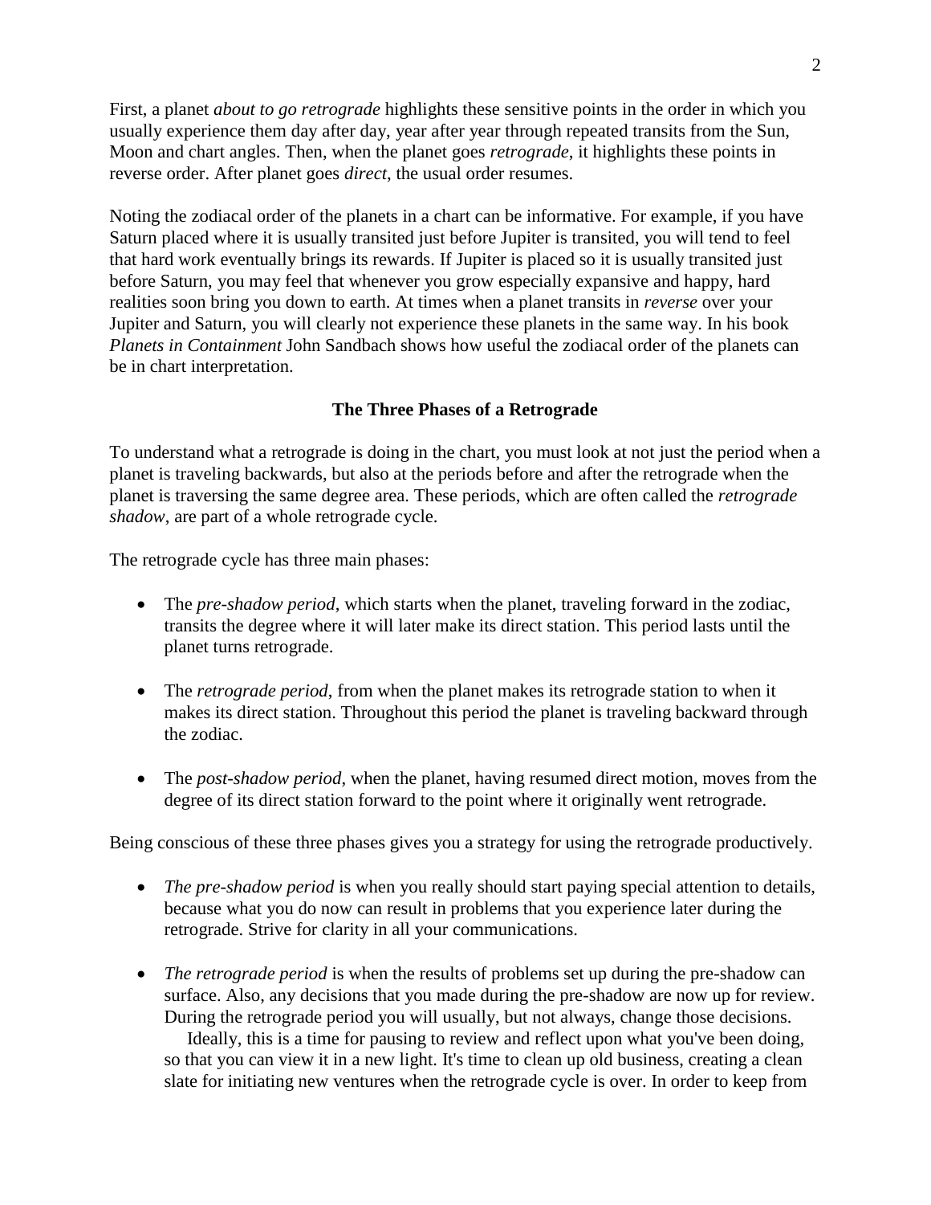First, a planet *about to go retrograde* highlights these sensitive points in the order in which you usually experience them day after day, year after year through repeated transits from the Sun, Moon and chart angles. Then, when the planet goes *retrograde*, it highlights these points in reverse order. After planet goes *direct*, the usual order resumes.

Noting the zodiacal order of the planets in a chart can be informative. For example, if you have Saturn placed where it is usually transited just before Jupiter is transited, you will tend to feel that hard work eventually brings its rewards. If Jupiter is placed so it is usually transited just before Saturn, you may feel that whenever you grow especially expansive and happy, hard realities soon bring you down to earth. At times when a planet transits in *reverse* over your Jupiter and Saturn, you will clearly not experience these planets in the same way. In his book *Planets in Containment* John Sandbach shows how useful the zodiacal order of the planets can be in chart interpretation.

## The Three Phases of a Retrograde

To understand what a retrograde is doing in the chart, you must look at not just the period when a planet is traveling backwards, but also at the periods before and after the retrograde when the planet is traversing the same degree area. These periods, which are often called the *retrograde shadow*, are part of a whole retrograde cycle.

The retrograde cycle has three main phases:

- The *pre-shadow period*, which starts when the planet, traveling forward in the zodiac, transits the degree where it will later make its direct station. This period lasts until the planet turns retrograde.

- The *retrograde period*, from when the planet makes its retrograde station to when it makes its direct station. Throughout this period the planet is traveling backward through the zodiac.

- The *post-shadow period*, when the planet, having resumed direct motion, moves from the degree of its direct station forward to the point where it originally went retrograde.

Being conscious of these three phases gives you a strategy for using the retrograde productively.

- *The pre-shadow period* is when you really should start paying special attention to details, because what you do now can result in problems that you experience later during the retrograde. Strive for clarity in all your communications.

- *The retrograde period* is when the results of problems set up during the pre-shadow can surface. Also, any decisions that you made during the pre-shadow are now up for review. During the retrograde period you will usually, but not always, change those decisions.

  Ideally, this is a time for pausing to review and reflect upon what you've been doing, so that you can view it in a new light. It's time to clean up old business, creating a clean slate for initiating new ventures when the retrograde cycle is over. In order to keep from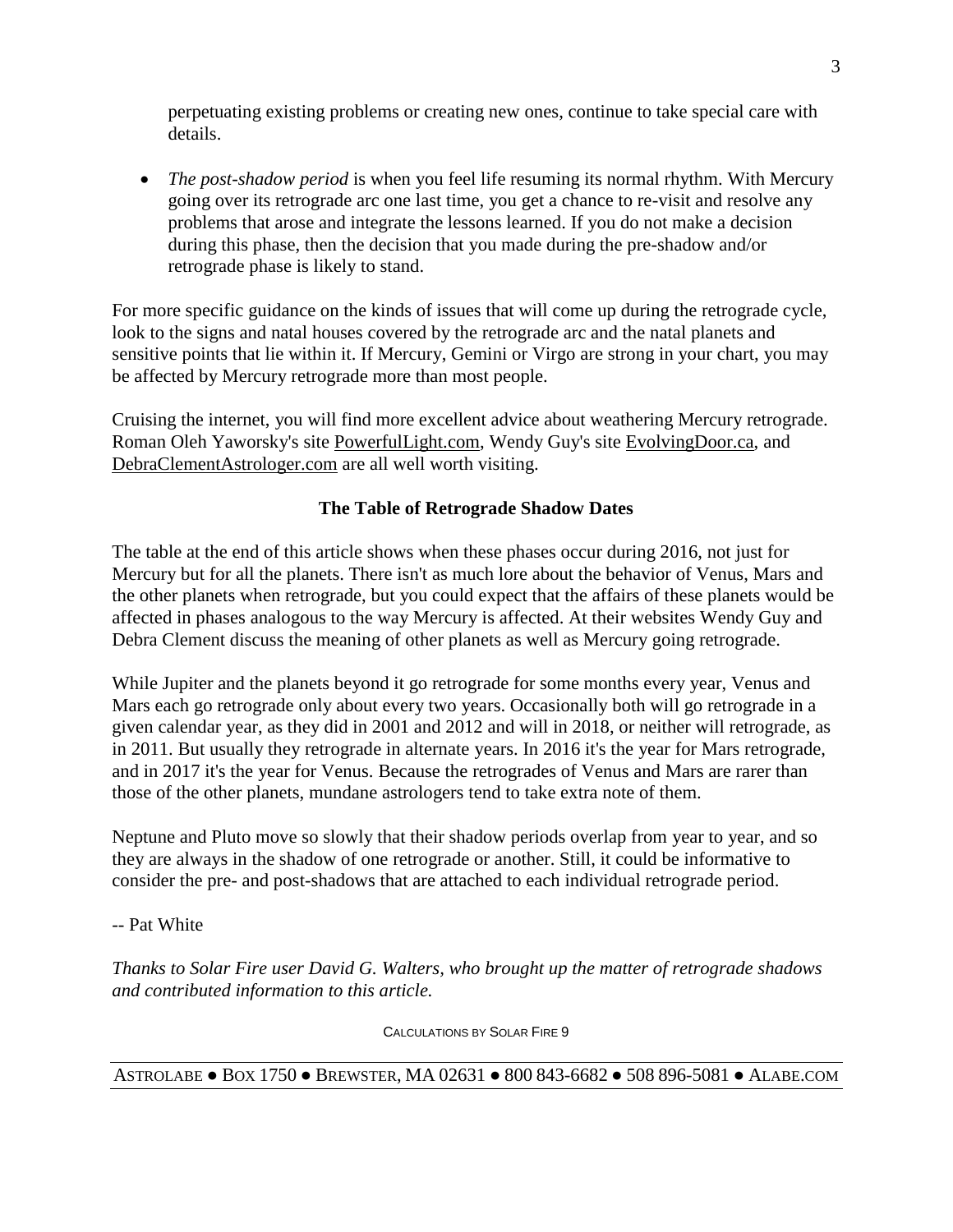perpetuating existing problems or creating new ones, continue to take special care with details.

- *The post-shadow period* is when you feel life resuming its normal rhythm. With Mercury going over its retrograde arc one last time, you get a chance to re-visit and resolve any problems that arose and integrate the lessons learned. If you do not make a decision during this phase, then the decision that you made during the pre-shadow and/or retrograde phase is likely to stand.

For more specific guidance on the kinds of issues that will come up during the retrograde cycle, look to the signs and natal houses covered by the retrograde arc and the natal planets and sensitive points that lie within it. If Mercury, Gemini or Virgo are strong in your chart, you may be affected by Mercury retrograde more than most people.

Cruising the internet, you will find more excellent advice about weathering Mercury retrograde. Roman Oleh Yaworsky's site PowerfulLight.com, Wendy Guy's site EvolvingDoor.ca, and DebraClementAstrologer.com are all well worth visiting.

## The Table of Retrograde Shadow Dates

The table at the end of this article shows when these phases occur during 2016, not just for Mercury but for all the planets. There isn't as much lore about the behavior of Venus, Mars and the other planets when retrograde, but you could expect that the affairs of these planets would be affected in phases analogous to the way Mercury is affected. At their websites Wendy Guy and Debra Clement discuss the meaning of other planets as well as Mercury going retrograde.

While Jupiter and the planets beyond it go retrograde for some months every year, Venus and Mars each go retrograde only about every two years. Occasionally both will go retrograde in a given calendar year, as they did in 2001 and 2012 and will in 2018, or neither will retrograde, as in 2011. But usually they retrograde in alternate years. In 2016 it's the year for Mars retrograde, and in 2017 it's the year for Venus. Because the retrogrades of Venus and Mars are rarer than those of the other planets, mundane astrologers tend to take extra note of them.

Neptune and Pluto move so slowly that their shadow periods overlap from year to year, and so they are always in the shadow of one retrograde or another. Still, it could be informative to consider the pre- and post-shadows that are attached to each individual retrograde period.

-- Pat White

*Thanks to Solar Fire user David G. Walters, who brought up the matter of retrograde shadows and contributed information to this article.*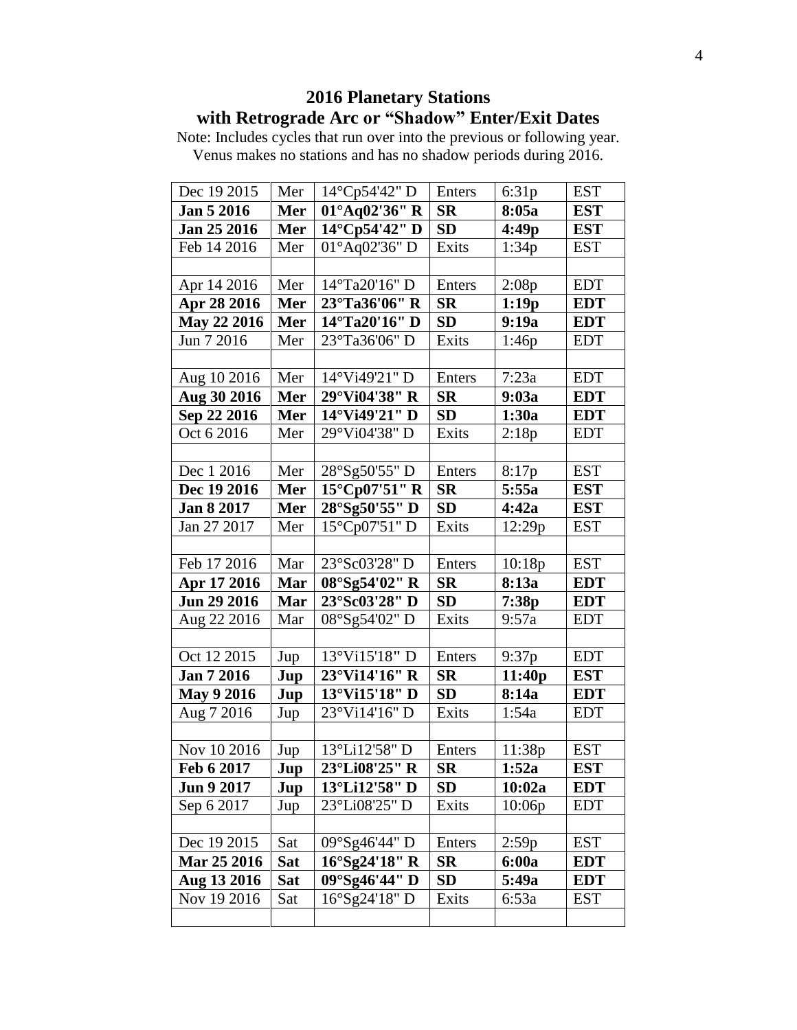## 2016 Planetary Stations with Retrograde Arc or "Shadow" Enter/Exit Dates

Note: Includes cycles that run over into the previous or following year.
Venus makes no stations and has no shadow periods during 2016.

| | | | | | |
|---|---|---|---|---|---|
| Dec 19 2015 | Mer | 14°Cp54'42" D | Enters | 6:31p | EST |
| **Jan 5 2016** | **Mer** | **01°Aq02'36" R** | **SR** | **8:05a** | **EST** |
| **Jan 25 2016** | **Mer** | **14°Cp54'42" D** | **SD** | **4:49p** | **EST** |
| Feb 14 2016 | Mer | 01°Aq02'36" D | Exits | 1:34p | EST |
| | | | | | |
| Apr 14 2016 | Mer | 14°Ta20'16" D | Enters | 2:08p | EDT |
| **Apr 28 2016** | **Mer** | **23°Ta36'06" R** | **SR** | **1:19p** | **EDT** |
| **May 22 2016** | **Mer** | **14°Ta20'16" D** | **SD** | **9:19a** | **EDT** |
| Jun 7 2016 | Mer | 23°Ta36'06" D | Exits | 1:46p | EDT |
| | | | | | |
| Aug 10 2016 | Mer | 14°Vi49'21" D | Enters | 7:23a | EDT |
| **Aug 30 2016** | **Mer** | **29°Vi04'38" R** | **SR** | **9:03a** | **EDT** |
| **Sep 22 2016** | **Mer** | **14°Vi49'21" D** | **SD** | **1:30a** | **EDT** |
| Oct 6 2016 | Mer | 29°Vi04'38" D | Exits | 2:18p | EDT |
| | | | | | |
| Dec 1 2016 | Mer | 28°Sg50'55" D | Enters | 8:17p | EST |
| **Dec 19 2016** | **Mer** | **15°Cp07'51" R** | **SR** | **5:55a** | **EST** |
| **Jan 8 2017** | **Mer** | **28°Sg50'55" D** | **SD** | **4:42a** | **EST** |
| Jan 27 2017 | Mer | 15°Cp07'51" D | Exits | 12:29p | EST |
| | | | | | |
| Feb 17 2016 | Mar | 23°Sc03'28" D | Enters | 10:18p | EST |
| **Apr 17 2016** | **Mar** | **08°Sg54'02" R** | **SR** | **8:13a** | **EDT** |
| **Jun 29 2016** | **Mar** | **23°Sc03'28" D** | **SD** | **7:38p** | **EDT** |
| Aug 22 2016 | Mar | 08°Sg54'02" D | Exits | 9:57a | EDT |
| | | | | | |
| Oct 12 2015 | Jup | 13°Vi15'18" D | Enters | 9:37p | EDT |
| **Jan 7 2016** | **Jup** | **23°Vi14'16" R** | **SR** | **11:40p** | **EST** |
| **May 9 2016** | **Jup** | **13°Vi15'18" D** | **SD** | **8:14a** | **EDT** |
| Aug 7 2016 | Jup | 23°Vi14'16" D | Exits | 1:54a | EDT |
| | | | | | |
| Nov 10 2016 | Jup | 13°Li12'58" D | Enters | 11:38p | EST |
| **Feb 6 2017** | **Jup** | **23°Li08'25" R** | **SR** | **1:52a** | **EST** |
| **Jun 9 2017** | **Jup** | **13°Li12'58" D** | **SD** | **10:02a** | **EDT** |
| Sep 6 2017 | Jup | 23°Li08'25" D | Exits | 10:06p | EDT |
| | | | | | |
| Dec 19 2015 | Sat | 09°Sg46'44" D | Enters | 2:59p | EST |
| **Mar 25 2016** | **Sat** | **16°Sg24'18" R** | **SR** | **6:00a** | **EDT** |
| **Aug 13 2016** | **Sat** | **09°Sg46'44" D** | **SD** | **5:49a** | **EDT** |
| Nov 19 2016 | Sat | 16°Sg24'18" D | Exits | 6:53a | EST |
| | | | | | |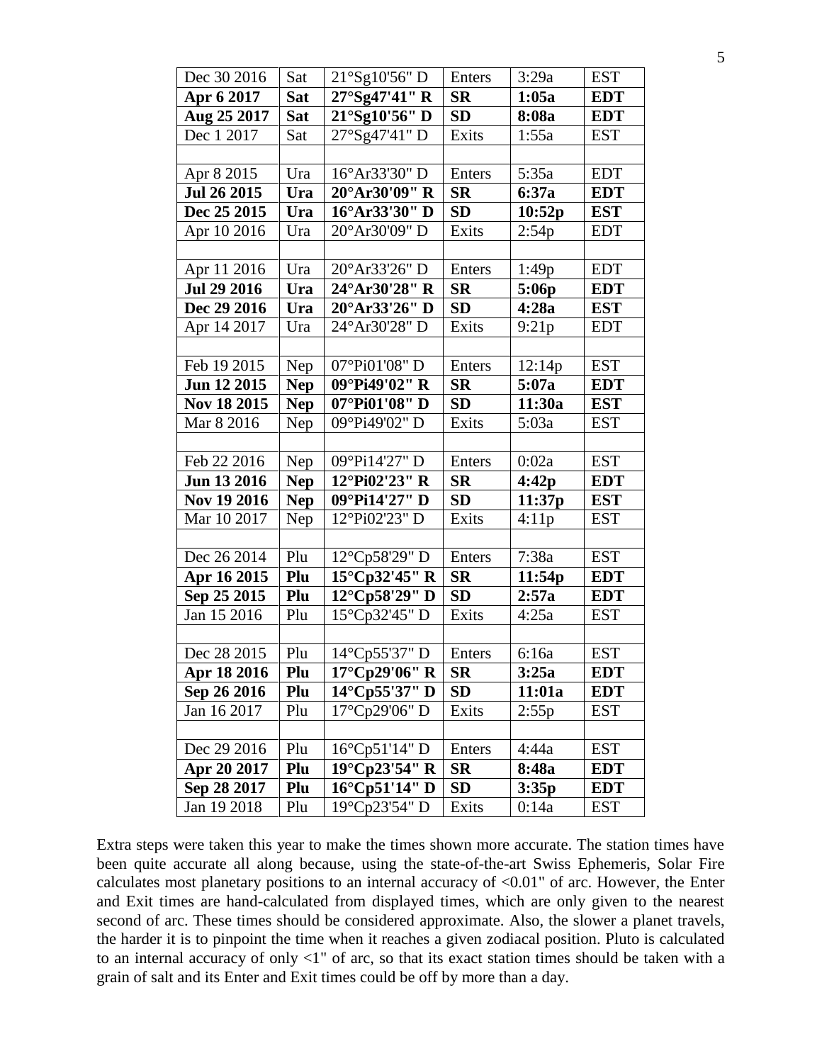| | | | | | |
|---|---|---|---|---|---|
| Dec 30 2016 | Sat | 21°Sg10'56" D | Enters | 3:29a | EST |
| **Apr 6 2017** | **Sat** | **27°Sg47'41" R** | **SR** | **1:05a** | **EDT** |
| **Aug 25 2017** | **Sat** | **21°Sg10'56" D** | **SD** | **8:08a** | **EDT** |
| Dec 1 2017 | Sat | 27°Sg47'41" D | Exits | 1:55a | EST |
| | | | | | |
| Apr 8 2015 | Ura | 16°Ar33'30" D | Enters | 5:35a | EDT |
| **Jul 26 2015** | **Ura** | **20°Ar30'09" R** | **SR** | **6:37a** | **EDT** |
| **Dec 25 2015** | **Ura** | **16°Ar33'30" D** | **SD** | **10:52p** | **EST** |
| Apr 10 2016 | Ura | 20°Ar30'09" D | Exits | 2:54p | EDT |
| | | | | | |
| Apr 11 2016 | Ura | 20°Ar33'26" D | Enters | 1:49p | EDT |
| **Jul 29 2016** | **Ura** | **24°Ar30'28" R** | **SR** | **5:06p** | **EDT** |
| **Dec 29 2016** | **Ura** | **20°Ar33'26" D** | **SD** | **4:28a** | **EST** |
| Apr 14 2017 | Ura | 24°Ar30'28" D | Exits | 9:21p | EDT |
| | | | | | |
| Feb 19 2015 | Nep | 07°Pi01'08" D | Enters | 12:14p | EST |
| **Jun 12 2015** | **Nep** | **09°Pi49'02" R** | **SR** | **5:07a** | **EDT** |
| **Nov 18 2015** | **Nep** | **07°Pi01'08" D** | **SD** | **11:30a** | **EST** |
| Mar 8 2016 | Nep | 09°Pi49'02" D | Exits | 5:03a | EST |
| | | | | | |
| Feb 22 2016 | Nep | 09°Pi14'27" D | Enters | 0:02a | EST |
| **Jun 13 2016** | **Nep** | **12°Pi02'23" R** | **SR** | **4:42p** | **EDT** |
| **Nov 19 2016** | **Nep** | **09°Pi14'27" D** | **SD** | **11:37p** | **EST** |
| Mar 10 2017 | Nep | 12°Pi02'23" D | Exits | 4:11p | EST |
| | | | | | |
| Dec 26 2014 | Plu | 12°Cp58'29" D | Enters | 7:38a | EST |
| **Apr 16 2015** | **Plu** | **15°Cp32'45" R** | **SR** | **11:54p** | **EDT** |
| **Sep 25 2015** | **Plu** | **12°Cp58'29" D** | **SD** | **2:57a** | **EDT** |
| Jan 15 2016 | Plu | 15°Cp32'45" D | Exits | 4:25a | EST |
| | | | | | |
| Dec 28 2015 | Plu | 14°Cp55'37" D | Enters | 6:16a | EST |
| **Apr 18 2016** | **Plu** | **17°Cp29'06" R** | **SR** | **3:25a** | **EDT** |
| **Sep 26 2016** | **Plu** | **14°Cp55'37" D** | **SD** | **11:01a** | **EDT** |
| Jan 16 2017 | Plu | 17°Cp29'06" D | Exits | 2:55p | EST |
| | | | | | |
| Dec 29 2016 | Plu | 16°Cp51'14" D | Enters | 4:44a | EST |
| **Apr 20 2017** | **Plu** | **19°Cp23'54" R** | **SR** | **8:48a** | **EDT** |
| **Sep 28 2017** | **Plu** | **16°Cp51'14" D** | **SD** | **3:35p** | **EDT** |
| Jan 19 2018 | Plu | 19°Cp23'54" D | Exits | 0:14a | EST |

Extra steps were taken this year to make the times shown more accurate. The station times have been quite accurate all along because, using the state-of-the-art Swiss Ephemeris, Solar Fire calculates most planetary positions to an internal accuracy of <0.01" of arc. However, the Enter and Exit times are hand-calculated from displayed times, which are only given to the nearest second of arc. These times should be considered approximate. Also, the slower a planet travels, the harder it is to pinpoint the time when it reaches a given zodiacal position. Pluto is calculated to an internal accuracy of only <1" of arc, so that its exact station times should be taken with a grain of salt and its Enter and Exit times could be off by more than a day.